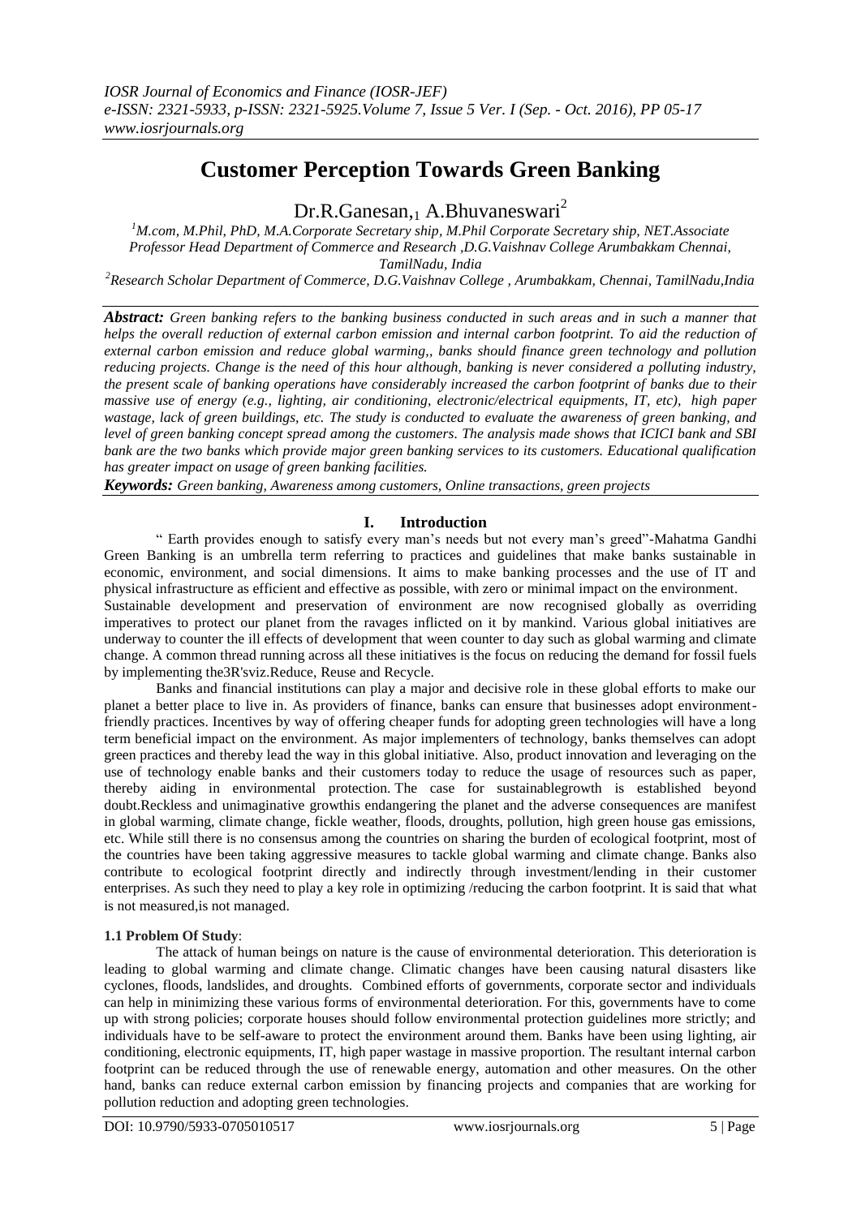# Customer Perception Towards Green Banking

Dr.R.Ganesan,[1] A.Bhuvaneswari[2]

[1]M.com, M.Phil, PhD, M.A.Corporate Secretary ship, M.Phil Corporate Secretary ship, NET.Associate Professor Head Department of Commerce and Research ,D.G.Vaishnav College Arumbakkam Chennai, TamilNadu, India

[2]Research Scholar Department of Commerce, D.G.Vaishnav College , Arumbakkam, Chennai, TamilNadu,India

***Abstract:*** *Green banking refers to the banking business conducted in such areas and in such a manner that helps the overall reduction of external carbon emission and internal carbon footprint. To aid the reduction of external carbon emission and reduce global warming,, banks should finance green technology and pollution reducing projects. Change is the need of this hour although, banking is never considered a polluting industry, the present scale of banking operations have considerably increased the carbon footprint of banks due to their massive use of energy (e.g., lighting, air conditioning, electronic/electrical equipments, IT, etc), high paper wastage, lack of green buildings, etc. The study is conducted to evaluate the awareness of green banking, and level of green banking concept spread among the customers. The analysis made shows that ICICI bank and SBI bank are the two banks which provide major green banking services to its customers. Educational qualification has greater impact on usage of green banking facilities.*

***Keywords:*** *Green banking, Awareness among customers, Online transactions, green projects*

## I. Introduction

" Earth provides enough to satisfy every man's needs but not every man's greed"-Mahatma Gandhi

Green Banking is an umbrella term referring to practices and guidelines that make banks sustainable in economic, environment, and social dimensions. It aims to make banking processes and the use of IT and physical infrastructure as efficient and effective as possible, with zero or minimal impact on the environment.

Sustainable development and preservation of environment are now recognised globally as overriding imperatives to protect our planet from the ravages inflicted on it by mankind. Various global initiatives are underway to counter the ill effects of development that ween counter to day such as global warming and climate change. A common thread running across all these initiatives is the focus on reducing the demand for fossil fuels by implementing the3R'sviz.Reduce, Reuse and Recycle.

Banks and financial institutions can play a major and decisive role in these global efforts to make our planet a better place to live in. As providers of finance, banks can ensure that businesses adopt environment-friendly practices. Incentives by way of offering cheaper funds for adopting green technologies will have a long term beneficial impact on the environment. As major implementers of technology, banks themselves can adopt green practices and thereby lead the way in this global initiative. Also, product innovation and leveraging on the use of technology enable banks and their customers today to reduce the usage of resources such as paper, thereby aiding in environmental protection. The case for sustainablegrowth is established beyond doubt.Reckless and unimaginative growthis endangering the planet and the adverse consequences are manifest in global warming, climate change, fickle weather, floods, droughts, pollution, high green house gas emissions, etc. While still there is no consensus among the countries on sharing the burden of ecological footprint, most of the countries have been taking aggressive measures to tackle global warming and climate change. Banks also contribute to ecological footprint directly and indirectly through investment/lending in their customer enterprises. As such they need to play a key role in optimizing /reducing the carbon footprint. It is said that what is not measured,is not managed.

### 1.1 Problem Of Study:

The attack of human beings on nature is the cause of environmental deterioration. This deterioration is leading to global warming and climate change. Climatic changes have been causing natural disasters like cyclones, floods, landslides, and droughts. Combined efforts of governments, corporate sector and individuals can help in minimizing these various forms of environmental deterioration. For this, governments have to come up with strong policies; corporate houses should follow environmental protection guidelines more strictly; and individuals have to be self-aware to protect the environment around them. Banks have been using lighting, air conditioning, electronic equipments, IT, high paper wastage in massive proportion. The resultant internal carbon footprint can be reduced through the use of renewable energy, automation and other measures. On the other hand, banks can reduce external carbon emission by financing projects and companies that are working for pollution reduction and adopting green technologies.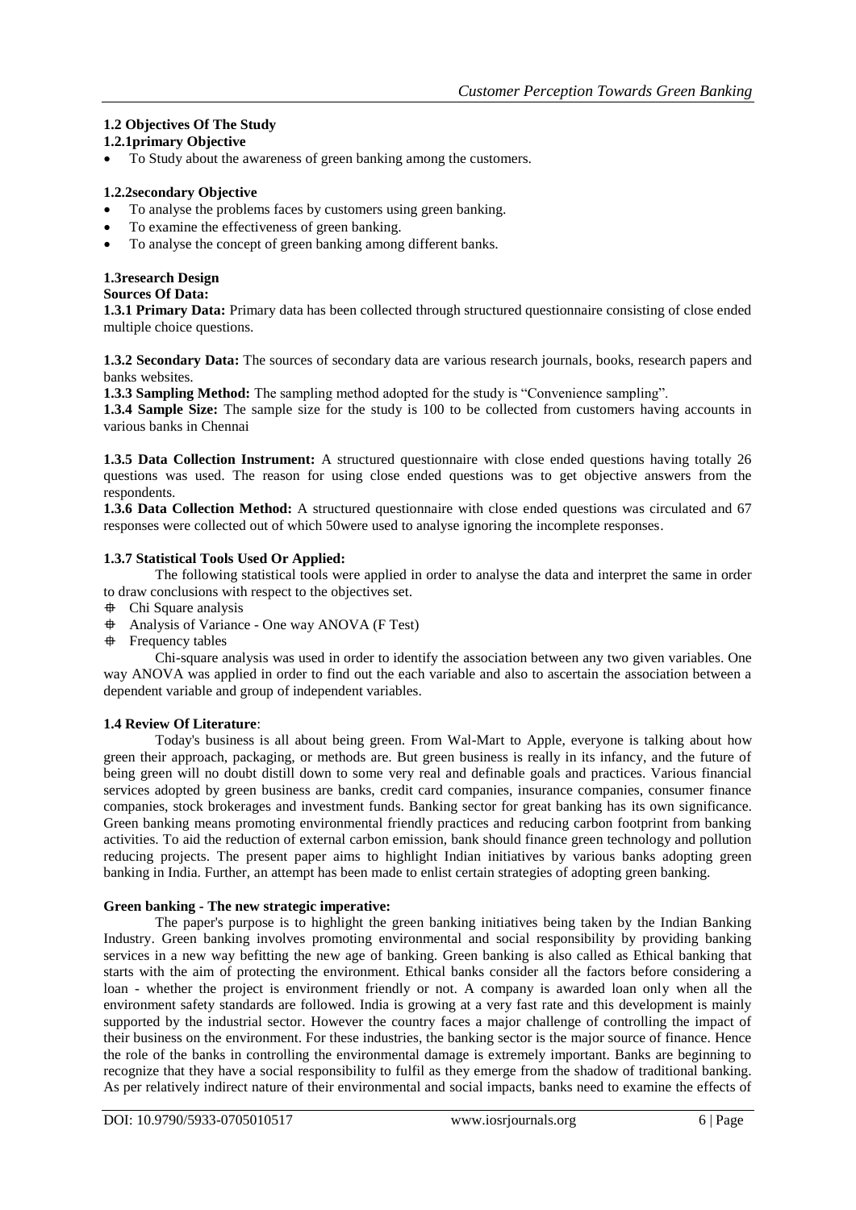### 1.2 Objectives Of The Study

#### 1.2.1primary Objective

- To Study about the awareness of green banking among the customers.

#### 1.2.2secondary Objective

- To analyse the problems faces by customers using green banking.
- To examine the effectiveness of green banking.
- To analyse the concept of green banking among different banks.

### 1.3research Design

**Sources Of Data:**

**1.3.1 Primary Data:** Primary data has been collected through structured questionnaire consisting of close ended multiple choice questions.

**1.3.2 Secondary Data:** The sources of secondary data are various research journals, books, research papers and banks websites.

**1.3.3 Sampling Method:** The sampling method adopted for the study is "Convenience sampling".

**1.3.4 Sample Size:** The sample size for the study is 100 to be collected from customers having accounts in various banks in Chennai

**1.3.5 Data Collection Instrument:** A structured questionnaire with close ended questions having totally 26 questions was used. The reason for using close ended questions was to get objective answers from the respondents.

**1.3.6 Data Collection Method:** A structured questionnaire with close ended questions was circulated and 67 responses were collected out of which 50were used to analyse ignoring the incomplete responses.

**1.3.7 Statistical Tools Used Or Applied:**

The following statistical tools were applied in order to analyse the data and interpret the same in order to draw conclusions with respect to the objectives set.

- Chi Square analysis
- Analysis of Variance - One way ANOVA (F Test)
- Frequency tables

Chi-square analysis was used in order to identify the association between any two given variables. One way ANOVA was applied in order to find out the each variable and also to ascertain the association between a dependent variable and group of independent variables.

### 1.4 Review Of Literature:

Today's business is all about being green. From Wal-Mart to Apple, everyone is talking about how green their approach, packaging, or methods are. But green business is really in its infancy, and the future of being green will no doubt distill down to some very real and definable goals and practices. Various financial services adopted by green business are banks, credit card companies, insurance companies, consumer finance companies, stock brokerages and investment funds. Banking sector for great banking has its own significance. Green banking means promoting environmental friendly practices and reducing carbon footprint from banking activities. To aid the reduction of external carbon emission, bank should finance green technology and pollution reducing projects. The present paper aims to highlight Indian initiatives by various banks adopting green banking in India. Further, an attempt has been made to enlist certain strategies of adopting green banking.

**Green banking - The new strategic imperative:**

The paper's purpose is to highlight the green banking initiatives being taken by the Indian Banking Industry. Green banking involves promoting environmental and social responsibility by providing banking services in a new way befitting the new age of banking. Green banking is also called as Ethical banking that starts with the aim of protecting the environment. Ethical banks consider all the factors before considering a loan - whether the project is environment friendly or not. A company is awarded loan only when all the environment safety standards are followed. India is growing at a very fast rate and this development is mainly supported by the industrial sector. However the country faces a major challenge of controlling the impact of their business on the environment. For these industries, the banking sector is the major source of finance. Hence the role of the banks in controlling the environmental damage is extremely important. Banks are beginning to recognize that they have a social responsibility to fulfil as they emerge from the shadow of traditional banking. As per relatively indirect nature of their environmental and social impacts, banks need to examine the effects of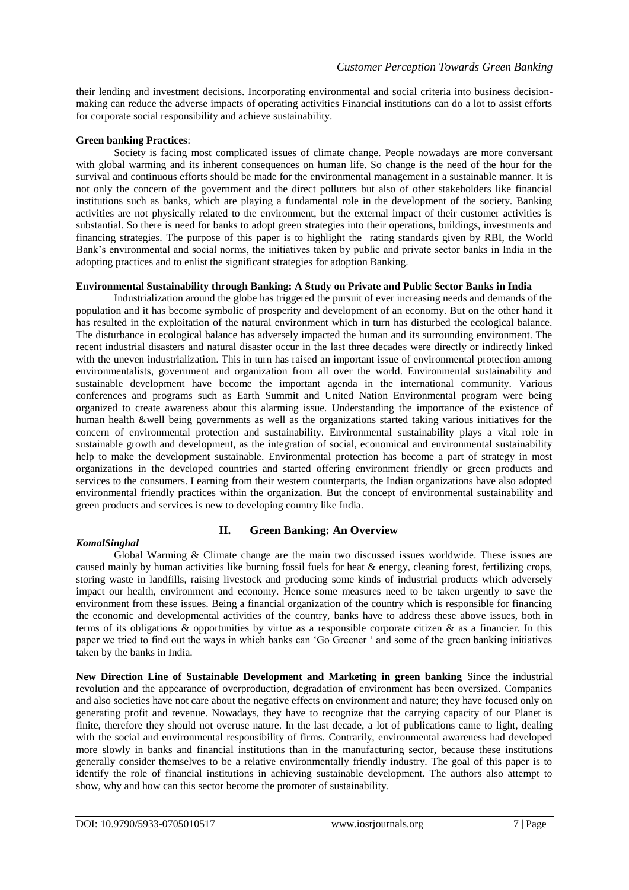their lending and investment decisions. Incorporating environmental and social criteria into business decision-making can reduce the adverse impacts of operating activities Financial institutions can do a lot to assist efforts for corporate social responsibility and achieve sustainability.

**Green banking Practices**:

Society is facing most complicated issues of climate change. People nowadays are more conversant with global warming and its inherent consequences on human life. So change is the need of the hour for the survival and continuous efforts should be made for the environmental management in a sustainable manner. It is not only the concern of the government and the direct polluters but also of other stakeholders like financial institutions such as banks, which are playing a fundamental role in the development of the society. Banking activities are not physically related to the environment, but the external impact of their customer activities is substantial. So there is need for banks to adopt green strategies into their operations, buildings, investments and financing strategies. The purpose of this paper is to highlight the rating standards given by RBI, the World Bank's environmental and social norms, the initiatives taken by public and private sector banks in India in the adopting practices and to enlist the significant strategies for adoption Banking.

**Environmental Sustainability through Banking: A Study on Private and Public Sector Banks in India**

Industrialization around the globe has triggered the pursuit of ever increasing needs and demands of the population and it has become symbolic of prosperity and development of an economy. But on the other hand it has resulted in the exploitation of the natural environment which in turn has disturbed the ecological balance. The disturbance in ecological balance has adversely impacted the human and its surrounding environment. The recent industrial disasters and natural disaster occur in the last three decades were directly or indirectly linked with the uneven industrialization. This in turn has raised an important issue of environmental protection among environmentalists, government and organization from all over the world. Environmental sustainability and sustainable development have become the important agenda in the international community. Various conferences and programs such as Earth Summit and United Nation Environmental program were being organized to create awareness about this alarming issue. Understanding the importance of the existence of human health &well being governments as well as the organizations started taking various initiatives for the concern of environmental protection and sustainability. Environmental sustainability plays a vital role in sustainable growth and development, as the integration of social, economical and environmental sustainability help to make the development sustainable. Environmental protection has become a part of strategy in most organizations in the developed countries and started offering environment friendly or green products and services to the consumers. Learning from their western counterparts, the Indian organizations have also adopted environmental friendly practices within the organization. But the concept of environmental sustainability and green products and services is new to developing country like India.

## II. Green Banking: An Overview

***KomalSinghal***

Global Warming & Climate change are the main two discussed issues worldwide. These issues are caused mainly by human activities like burning fossil fuels for heat & energy, cleaning forest, fertilizing crops, storing waste in landfills, raising livestock and producing some kinds of industrial products which adversely impact our health, environment and economy. Hence some measures need to be taken urgently to save the environment from these issues. Being a financial organization of the country which is responsible for financing the economic and developmental activities of the country, banks have to address these above issues, both in terms of its obligations & opportunities by virtue as a responsible corporate citizen & as a financier. In this paper we tried to find out the ways in which banks can 'Go Greener ' and some of the green banking initiatives taken by the banks in India.

**New Direction Line of Sustainable Development and Marketing in green banking** Since the industrial revolution and the appearance of overproduction, degradation of environment has been oversized. Companies and also societies have not care about the negative effects on environment and nature; they have focused only on generating profit and revenue. Nowadays, they have to recognize that the carrying capacity of our Planet is finite, therefore they should not overuse nature. In the last decade, a lot of publications came to light, dealing with the social and environmental responsibility of firms. Contrarily, environmental awareness had developed more slowly in banks and financial institutions than in the manufacturing sector, because these institutions generally consider themselves to be a relative environmentally friendly industry. The goal of this paper is to identify the role of financial institutions in achieving sustainable development. The authors also attempt to show, why and how can this sector become the promoter of sustainability.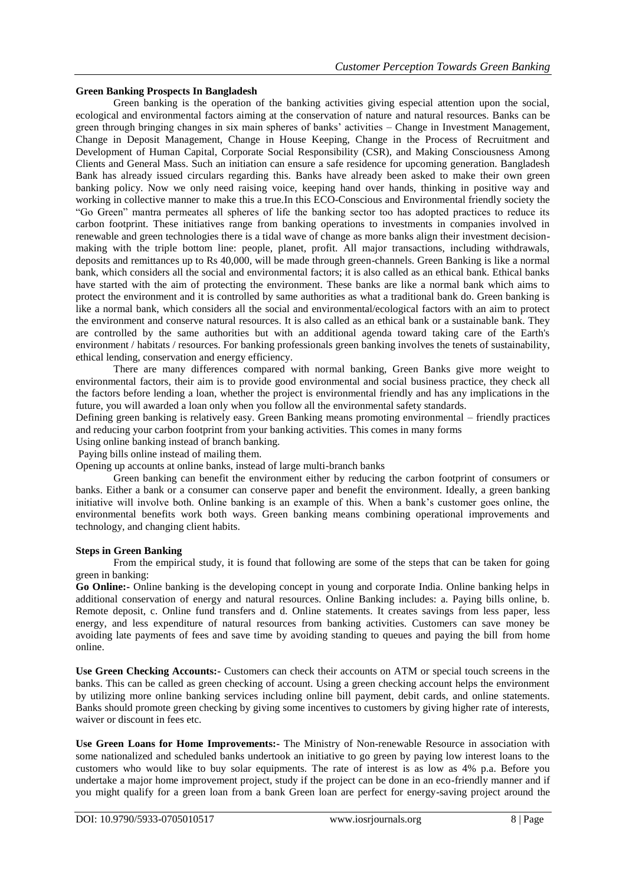**Green Banking Prospects In Bangladesh**

Green banking is the operation of the banking activities giving especial attention upon the social, ecological and environmental factors aiming at the conservation of nature and natural resources. Banks can be green through bringing changes in six main spheres of banks' activities – Change in Investment Management, Change in Deposit Management, Change in House Keeping, Change in the Process of Recruitment and Development of Human Capital, Corporate Social Responsibility (CSR), and Making Consciousness Among Clients and General Mass. Such an initiation can ensure a safe residence for upcoming generation. Bangladesh Bank has already issued circulars regarding this. Banks have already been asked to make their own green banking policy. Now we only need raising voice, keeping hand over hands, thinking in positive way and working in collective manner to make this a true.In this ECO-Conscious and Environmental friendly society the "Go Green" mantra permeates all spheres of life the banking sector too has adopted practices to reduce its carbon footprint. These initiatives range from banking operations to investments in companies involved in renewable and green technologies there is a tidal wave of change as more banks align their investment decision-making with the triple bottom line: people, planet, profit. All major transactions, including withdrawals, deposits and remittances up to Rs 40,000, will be made through green-channels. Green Banking is like a normal bank, which considers all the social and environmental factors; it is also called as an ethical bank. Ethical banks have started with the aim of protecting the environment. These banks are like a normal bank which aims to protect the environment and it is controlled by same authorities as what a traditional bank do. Green banking is like a normal bank, which considers all the social and environmental/ecological factors with an aim to protect the environment and conserve natural resources. It is also called as an ethical bank or a sustainable bank. They are controlled by the same authorities but with an additional agenda toward taking care of the Earth's environment / habitats / resources. For banking professionals green banking involves the tenets of sustainability, ethical lending, conservation and energy efficiency.

There are many differences compared with normal banking, Green Banks give more weight to environmental factors, their aim is to provide good environmental and social business practice, they check all the factors before lending a loan, whether the project is environmental friendly and has any implications in the future, you will awarded a loan only when you follow all the environmental safety standards.

Defining green banking is relatively easy. Green Banking means promoting environmental – friendly practices and reducing your carbon footprint from your banking activities. This comes in many forms

Using online banking instead of branch banking.

Paying bills online instead of mailing them.

Opening up accounts at online banks, instead of large multi-branch banks

Green banking can benefit the environment either by reducing the carbon footprint of consumers or banks. Either a bank or a consumer can conserve paper and benefit the environment. Ideally, a green banking initiative will involve both. Online banking is an example of this. When a bank's customer goes online, the environmental benefits work both ways. Green banking means combining operational improvements and technology, and changing client habits.

**Steps in Green Banking**

From the empirical study, it is found that following are some of the steps that can be taken for going green in banking:

**Go Online:-** Online banking is the developing concept in young and corporate India. Online banking helps in additional conservation of energy and natural resources. Online Banking includes: a. Paying bills online, b. Remote deposit, c. Online fund transfers and d. Online statements. It creates savings from less paper, less energy, and less expenditure of natural resources from banking activities. Customers can save money be avoiding late payments of fees and save time by avoiding standing to queues and paying the bill from home online.

**Use Green Checking Accounts:-** Customers can check their accounts on ATM or special touch screens in the banks. This can be called as green checking of account. Using a green checking account helps the environment by utilizing more online banking services including online bill payment, debit cards, and online statements. Banks should promote green checking by giving some incentives to customers by giving higher rate of interests, waiver or discount in fees etc.

**Use Green Loans for Home Improvements:-** The Ministry of Non-renewable Resource in association with some nationalized and scheduled banks undertook an initiative to go green by paying low interest loans to the customers who would like to buy solar equipments. The rate of interest is as low as 4% p.a. Before you undertake a major home improvement project, study if the project can be done in an eco-friendly manner and if you might qualify for a green loan from a bank Green loan are perfect for energy-saving project around the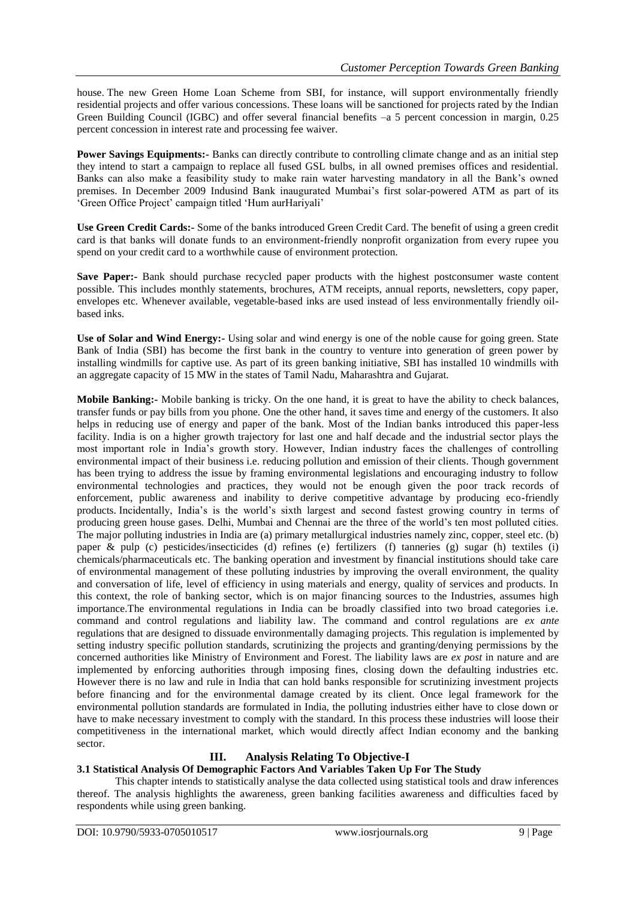house. The new Green Home Loan Scheme from SBI, for instance, will support environmentally friendly residential projects and offer various concessions. These loans will be sanctioned for projects rated by the Indian Green Building Council (IGBC) and offer several financial benefits –a 5 percent concession in margin, 0.25 percent concession in interest rate and processing fee waiver.

**Power Savings Equipments:-** Banks can directly contribute to controlling climate change and as an initial step they intend to start a campaign to replace all fused GSL bulbs, in all owned premises offices and residential. Banks can also make a feasibility study to make rain water harvesting mandatory in all the Bank's owned premises. In December 2009 Indusind Bank inaugurated Mumbai's first solar-powered ATM as part of its 'Green Office Project' campaign titled 'Hum aurHariyali'

**Use Green Credit Cards:-** Some of the banks introduced Green Credit Card. The benefit of using a green credit card is that banks will donate funds to an environment-friendly nonprofit organization from every rupee you spend on your credit card to a worthwhile cause of environment protection.

**Save Paper:-** Bank should purchase recycled paper products with the highest postconsumer waste content possible. This includes monthly statements, brochures, ATM receipts, annual reports, newsletters, copy paper, envelopes etc. Whenever available, vegetable-based inks are used instead of less environmentally friendly oil-based inks.

**Use of Solar and Wind Energy:-** Using solar and wind energy is one of the noble cause for going green. State Bank of India (SBI) has become the first bank in the country to venture into generation of green power by installing windmills for captive use. As part of its green banking initiative, SBI has installed 10 windmills with an aggregate capacity of 15 MW in the states of Tamil Nadu, Maharashtra and Gujarat.

**Mobile Banking:-** Mobile banking is tricky. On the one hand, it is great to have the ability to check balances, transfer funds or pay bills from you phone. One the other hand, it saves time and energy of the customers. It also helps in reducing use of energy and paper of the bank. Most of the Indian banks introduced this paper-less facility. India is on a higher growth trajectory for last one and half decade and the industrial sector plays the most important role in India's growth story. However, Indian industry faces the challenges of controlling environmental impact of their business i.e. reducing pollution and emission of their clients. Though government has been trying to address the issue by framing environmental legislations and encouraging industry to follow environmental technologies and practices, they would not be enough given the poor track records of enforcement, public awareness and inability to derive competitive advantage by producing eco-friendly products. Incidentally, India's is the world's sixth largest and second fastest growing country in terms of producing green house gases. Delhi, Mumbai and Chennai are the three of the world's ten most polluted cities. The major polluting industries in India are (a) primary metallurgical industries namely zinc, copper, steel etc. (b) paper & pulp (c) pesticides/insecticides (d) refines (e) fertilizers (f) tanneries (g) sugar (h) textiles (i) chemicals/pharmaceuticals etc. The banking operation and investment by financial institutions should take care of environmental management of these polluting industries by improving the overall environment, the quality and conversation of life, level of efficiency in using materials and energy, quality of services and products. In this context, the role of banking sector, which is on major financing sources to the Industries, assumes high importance.The environmental regulations in India can be broadly classified into two broad categories i.e. command and control regulations and liability law. The command and control regulations are *ex ante* regulations that are designed to dissuade environmentally damaging projects. This regulation is implemented by setting industry specific pollution standards, scrutinizing the projects and granting/denying permissions by the concerned authorities like Ministry of Environment and Forest. The liability laws are *ex post* in nature and are implemented by enforcing authorities through imposing fines, closing down the defaulting industries etc. However there is no law and rule in India that can hold banks responsible for scrutinizing investment projects before financing and for the environmental damage created by its client. Once legal framework for the environmental pollution standards are formulated in India, the polluting industries either have to close down or have to make necessary investment to comply with the standard. In this process these industries will loose their competitiveness in the international market, which would directly affect Indian economy and the banking sector.

## III. Analysis Relating To Objective-I

### 3.1 Statistical Analysis Of Demographic Factors And Variables Taken Up For The Study

This chapter intends to statistically analyse the data collected using statistical tools and draw inferences thereof. The analysis highlights the awareness, green banking facilities awareness and difficulties faced by respondents while using green banking.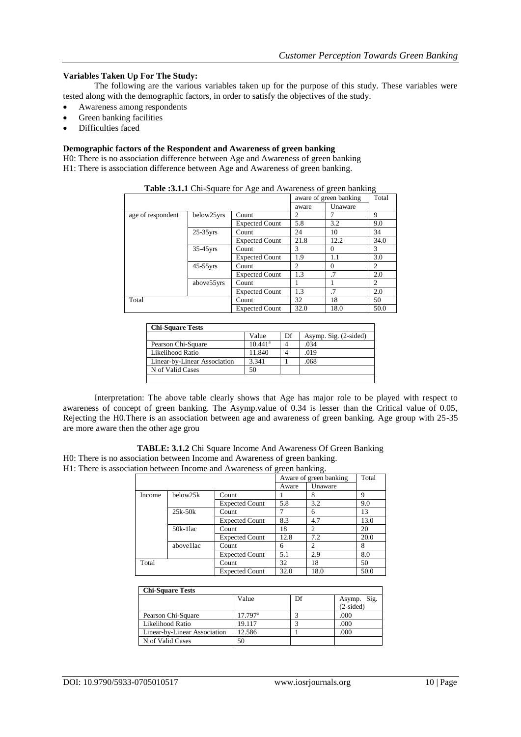**Variables Taken Up For The Study:**

The following are the various variables taken up for the purpose of this study. These variables were tested along with the demographic factors, in order to satisfy the objectives of the study.

- Awareness among respondents
- Green banking facilities
- Difficulties faced

**Demographic factors of the Respondent and Awareness of green banking**

H0: There is no association difference between Age and Awareness of green banking

H1: There is association difference between Age and Awareness of green banking.

**Table :3.1.1** Chi-Square for Age and Awareness of green banking

| | | | aware of green banking | | Total |
|---|---|---|---|---|---|
| | | | aware | Unaware | |
| age of respondent | below25yrs | Count | 2 | 7 | 9 |
| | | Expected Count | 5.8 | 3.2 | 9.0 |
| | 25-35yrs | Count | 24 | 10 | 34 |
| | | Expected Count | 21.8 | 12.2 | 34.0 |
| | 35-45yrs | Count | 3 | 0 | 3 |
| | | Expected Count | 1.9 | 1.1 | 3.0 |
| | 45-55yrs | Count | 2 | 0 | 2 |
| | | Expected Count | 1.3 | .7 | 2.0 |
| | above55yrs | Count | 1 | 1 | 2 |
| | | Expected Count | 1.3 | .7 | 2.0 |
| Total | | Count | 32 | 18 | 50 |
| | | Expected Count | 32.0 | 18.0 | 50.0 |

| Chi-Square Tests | | | |
|---|---|---|---|
| | Value | Df | Asymp. Sig. (2-sided) |
| Pearson Chi-Square | 10.441[a] | 4 | .034 |
| Likelihood Ratio | 11.840 | 4 | .019 |
| Linear-by-Linear Association | 3.341 | 1 | .068 |
| N of Valid Cases | 50 | | |

Interpretation: The above table clearly shows that Age has major role to be played with respect to awareness of concept of green banking. The Asymp.value of 0.34 is lesser than the Critical value of 0.05, Rejecting the H0.There is an association between age and awareness of green banking. Age group with 25-35 are more aware then the other age grou

**TABLE: 3.1.2** Chi Square Income And Awareness Of Green Banking

H0: There is no association between Income and Awareness of green banking.

H1: There is association between Income and Awareness of green banking.

| | | | Aware of green banking | | Total |
|---|---|---|---|---|---|
| | | | Aware | Unaware | |
| Income | below25k | Count | 1 | 8 | 9 |
| | | Expected Count | 5.8 | 3.2 | 9.0 |
| | 25k-50k | Count | 7 | 6 | 13 |
| | | Expected Count | 8.3 | 4.7 | 13.0 |
| | 50k-1lac | Count | 18 | 2 | 20 |
| | | Expected Count | 12.8 | 7.2 | 20.0 |
| | above1lac | Count | 6 | 2 | 8 |
| | | Expected Count | 5.1 | 2.9 | 8.0 |
| Total | | Count | 32 | 18 | 50 |
| | | Expected Count | 32.0 | 18.0 | 50.0 |

| Chi-Square Tests | | | |
|---|---|---|---|
| | Value | Df | Asymp. Sig. (2-sided) |
| Pearson Chi-Square | 17.797[a] | 3 | .000 |
| Likelihood Ratio | 19.117 | 3 | .000 |
| Linear-by-Linear Association | 12.586 | 1 | .000 |
| N of Valid Cases | 50 | | |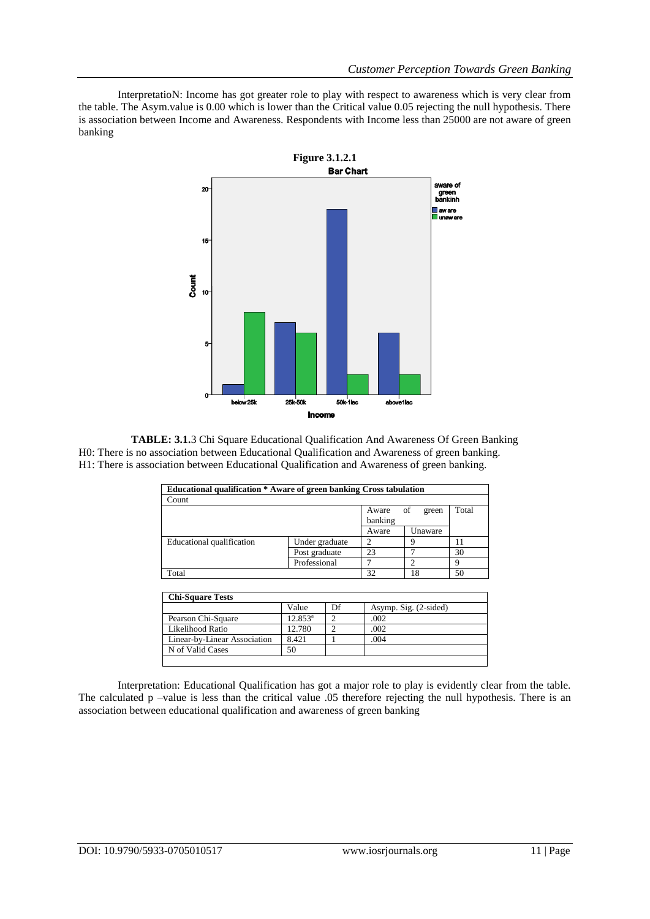InterpretatioN: Income has got greater role to play with respect to awareness which is very clear from the table. The Asym.value is 0.00 which is lower than the Critical value 0.05 rejecting the null hypothesis. There is association between Income and Awareness. Respondents with Income less than 25000 are not aware of green banking

**Figure 3.1.2.1**

**TABLE: 3.1.**3 Chi Square Educational Qualification And Awareness Of Green Banking

H0: There is no association between Educational Qualification and Awareness of green banking.
H1: There is association between Educational Qualification and Awareness of green banking.

**Educational qualification * Aware of green banking Cross tabulation**

Count

| | | Aware of green banking | | Total |
|---|---|---|---|---|
| | | Aware | Unaware | |
| Educational qualification | Under graduate | 2 | 9 | 11 |
| | Post graduate | 23 | 7 | 30 |
| | Professional | 7 | 2 | 9 |
| Total | | 32 | 18 | 50 |

**Chi-Square Tests**

| | Value | Df | Asymp. Sig. (2-sided) |
|---|---|---|---|
| Pearson Chi-Square | 12.853[a] | 2 | .002 |
| Likelihood Ratio | 12.780 | 2 | .002 |
| Linear-by-Linear Association | 8.421 | 1 | .004 |
| N of Valid Cases | 50 | | |

Interpretation: Educational Qualification has got a major role to play is evidently clear from the table. The calculated p –value is less than the critical value .05 therefore rejecting the null hypothesis. There is an association between educational qualification and awareness of green banking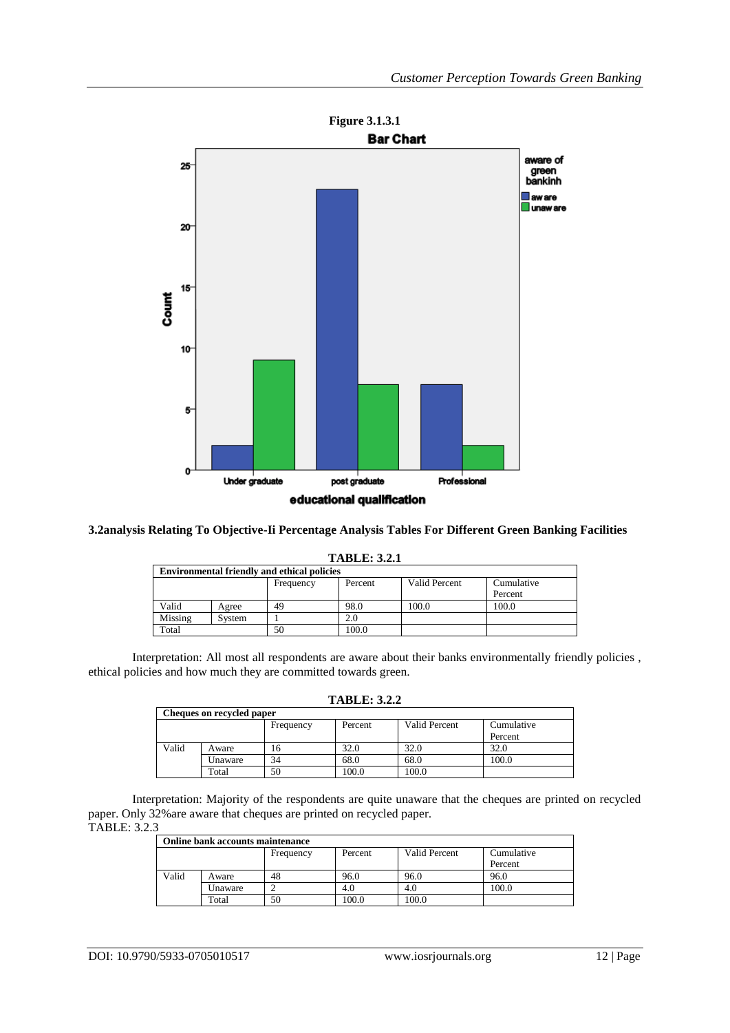**Figure 3.1.3.1**

**Bar Chart**

**3.2analysis Relating To Objective-Ii Percentage Analysis Tables For Different Green Banking Facilities**

**TABLE: 3.2.1**

| **Environmental friendly and ethical policies** | | | | | |
|---|---|---|---|---|---|
| | | Frequency | Percent | Valid Percent | Cumulative Percent |
| Valid | Agree | 49 | 98.0 | 100.0 | 100.0 |
| Missing | System | 1 | 2.0 | | |
| Total | | 50 | 100.0 | | |

Interpretation: All most all respondents are aware about their banks environmentally friendly policies , ethical policies and how much they are committed towards green.

**TABLE: 3.2.2**

| **Cheques on recycled paper** | | | | | |
|---|---|---|---|---|---|
| | | Frequency | Percent | Valid Percent | Cumulative Percent |
| Valid | Aware | 16 | 32.0 | 32.0 | 32.0 |
| | Unaware | 34 | 68.0 | 68.0 | 100.0 |
| | Total | 50 | 100.0 | 100.0 | |

Interpretation: Majority of the respondents are quite unaware that the cheques are printed on recycled paper. Only 32%are aware that cheques are printed on recycled paper.

TABLE: 3.2.3

| **Online bank accounts maintenance** | | | | | |
|---|---|---|---|---|---|
| | | Frequency | Percent | Valid Percent | Cumulative Percent |
| Valid | Aware | 48 | 96.0 | 96.0 | 96.0 |
| | Unaware | 2 | 4.0 | 4.0 | 100.0 |
| | Total | 50 | 100.0 | 100.0 | |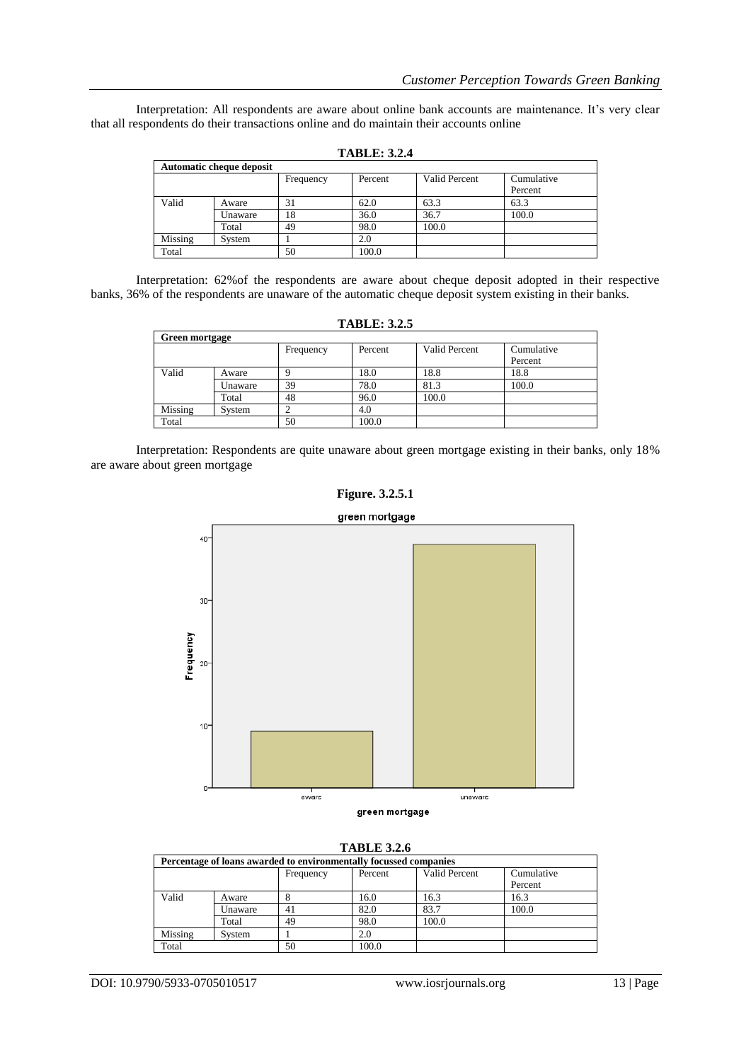Interpretation: All respondents are aware about online bank accounts are maintenance. It's very clear that all respondents do their transactions online and do maintain their accounts online

**TABLE: 3.2.4**

| Automatic cheque deposit | | | | | |
|---|---|---|---|---|---|
| | | Frequency | Percent | Valid Percent | Cumulative Percent |
| Valid | Aware | 31 | 62.0 | 63.3 | 63.3 |
| | Unaware | 18 | 36.0 | 36.7 | 100.0 |
| | Total | 49 | 98.0 | 100.0 | |
| Missing | System | 1 | 2.0 | | |
| Total | | 50 | 100.0 | | |

Interpretation: 62%of the respondents are aware about cheque deposit adopted in their respective banks, 36% of the respondents are unaware of the automatic cheque deposit system existing in their banks.

**TABLE: 3.2.5**

| Green mortgage | | | | | |
|---|---|---|---|---|---|
| | | Frequency | Percent | Valid Percent | Cumulative Percent |
| Valid | Aware | 9 | 18.0 | 18.8 | 18.8 |
| | Unaware | 39 | 78.0 | 81.3 | 100.0 |
| | Total | 48 | 96.0 | 100.0 | |
| Missing | System | 2 | 4.0 | | |
| Total | | 50 | 100.0 | | |

Interpretation: Respondents are quite unaware about green mortgage existing in their banks, only 18% are aware about green mortgage

**Figure. 3.2.5.1**

**TABLE 3.2.6**

| Percentage of loans awarded to environmentally focussed companies | | | | | |
|---|---|---|---|---|---|
| | | Frequency | Percent | Valid Percent | Cumulative Percent |
| Valid | Aware | 8 | 16.0 | 16.3 | 16.3 |
| | Unaware | 41 | 82.0 | 83.7 | 100.0 |
| | Total | 49 | 98.0 | 100.0 | |
| Missing | System | 1 | 2.0 | | |
| Total | | 50 | 100.0 | | |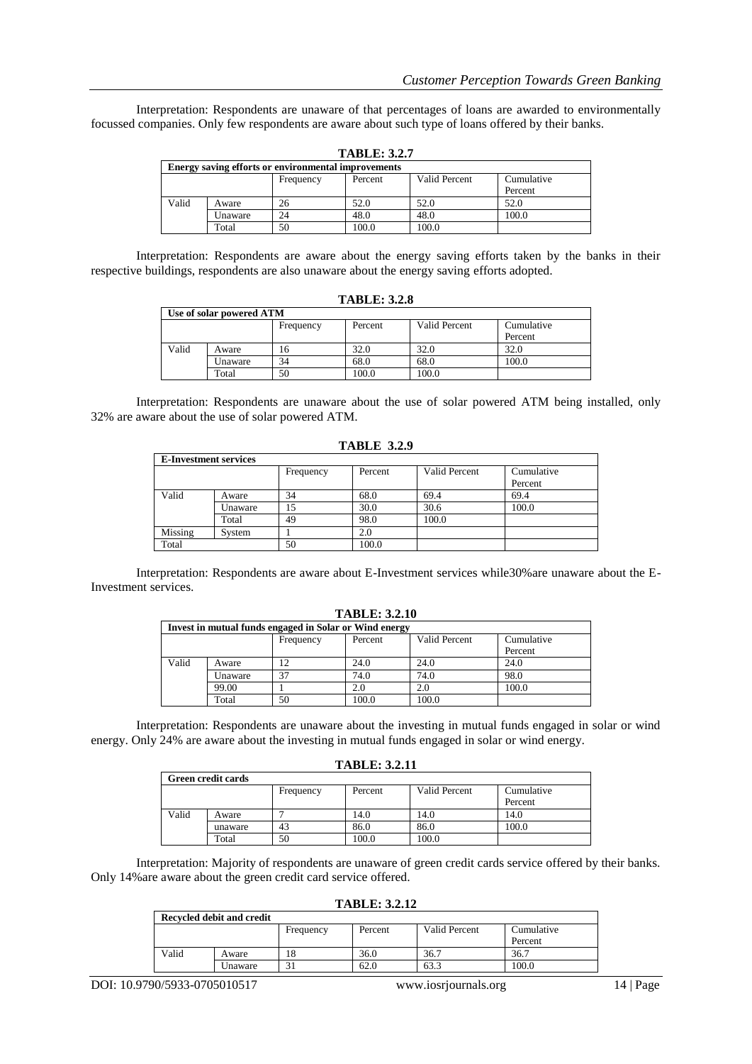Interpretation: Respondents are unaware of that percentages of loans are awarded to environmentally focussed companies. Only few respondents are aware about such type of loans offered by their banks.

**TABLE: 3.2.7**

| Energy saving efforts or environmental improvements | | | | | |
|---|---|---|---|---|---|
| | | Frequency | Percent | Valid Percent | Cumulative Percent |
| Valid | Aware | 26 | 52.0 | 52.0 | 52.0 |
| | Unaware | 24 | 48.0 | 48.0 | 100.0 |
| | Total | 50 | 100.0 | 100.0 | |

Interpretation: Respondents are aware about the energy saving efforts taken by the banks in their respective buildings, respondents are also unaware about the energy saving efforts adopted.

**TABLE: 3.2.8**

| Use of solar powered ATM | | | | | |
|---|---|---|---|---|---|
| | | Frequency | Percent | Valid Percent | Cumulative Percent |
| Valid | Aware | 16 | 32.0 | 32.0 | 32.0 |
| | Unaware | 34 | 68.0 | 68.0 | 100.0 |
| | Total | 50 | 100.0 | 100.0 | |

Interpretation: Respondents are unaware about the use of solar powered ATM being installed, only 32% are aware about the use of solar powered ATM.

**TABLE 3.2.9**

| E-Investment services | | | | | |
|---|---|---|---|---|---|
| | | Frequency | Percent | Valid Percent | Cumulative Percent |
| Valid | Aware | 34 | 68.0 | 69.4 | 69.4 |
| | Unaware | 15 | 30.0 | 30.6 | 100.0 |
| | Total | 49 | 98.0 | 100.0 | |
| Missing | System | 1 | 2.0 | | |
| Total | | 50 | 100.0 | | |

Interpretation: Respondents are aware about E-Investment services while30%are unaware about the E-Investment services.

**TABLE: 3.2.10**

| Invest in mutual funds engaged in Solar or Wind energy | | | | | |
|---|---|---|---|---|---|
| | | Frequency | Percent | Valid Percent | Cumulative Percent |
| Valid | Aware | 12 | 24.0 | 24.0 | 24.0 |
| | Unaware | 37 | 74.0 | 74.0 | 98.0 |
| | 99.00 | 1 | 2.0 | 2.0 | 100.0 |
| | Total | 50 | 100.0 | 100.0 | |

Interpretation: Respondents are unaware about the investing in mutual funds engaged in solar or wind energy. Only 24% are aware about the investing in mutual funds engaged in solar or wind energy.

**TABLE: 3.2.11**

| Green credit cards | | | | | |
|---|---|---|---|---|---|
| | | Frequency | Percent | Valid Percent | Cumulative Percent |
| Valid | Aware | 7 | 14.0 | 14.0 | 14.0 |
| | unaware | 43 | 86.0 | 86.0 | 100.0 |
| | Total | 50 | 100.0 | 100.0 | |

Interpretation: Majority of respondents are unaware of green credit cards service offered by their banks. Only 14%are aware about the green credit card service offered.

**TABLE: 3.2.12**

| Recycled debit and credit | | | | | |
|---|---|---|---|---|---|
| | | Frequency | Percent | Valid Percent | Cumulative Percent |
| Valid | Aware | 18 | 36.0 | 36.7 | 36.7 |
| | Unaware | 31 | 62.0 | 63.3 | 100.0 |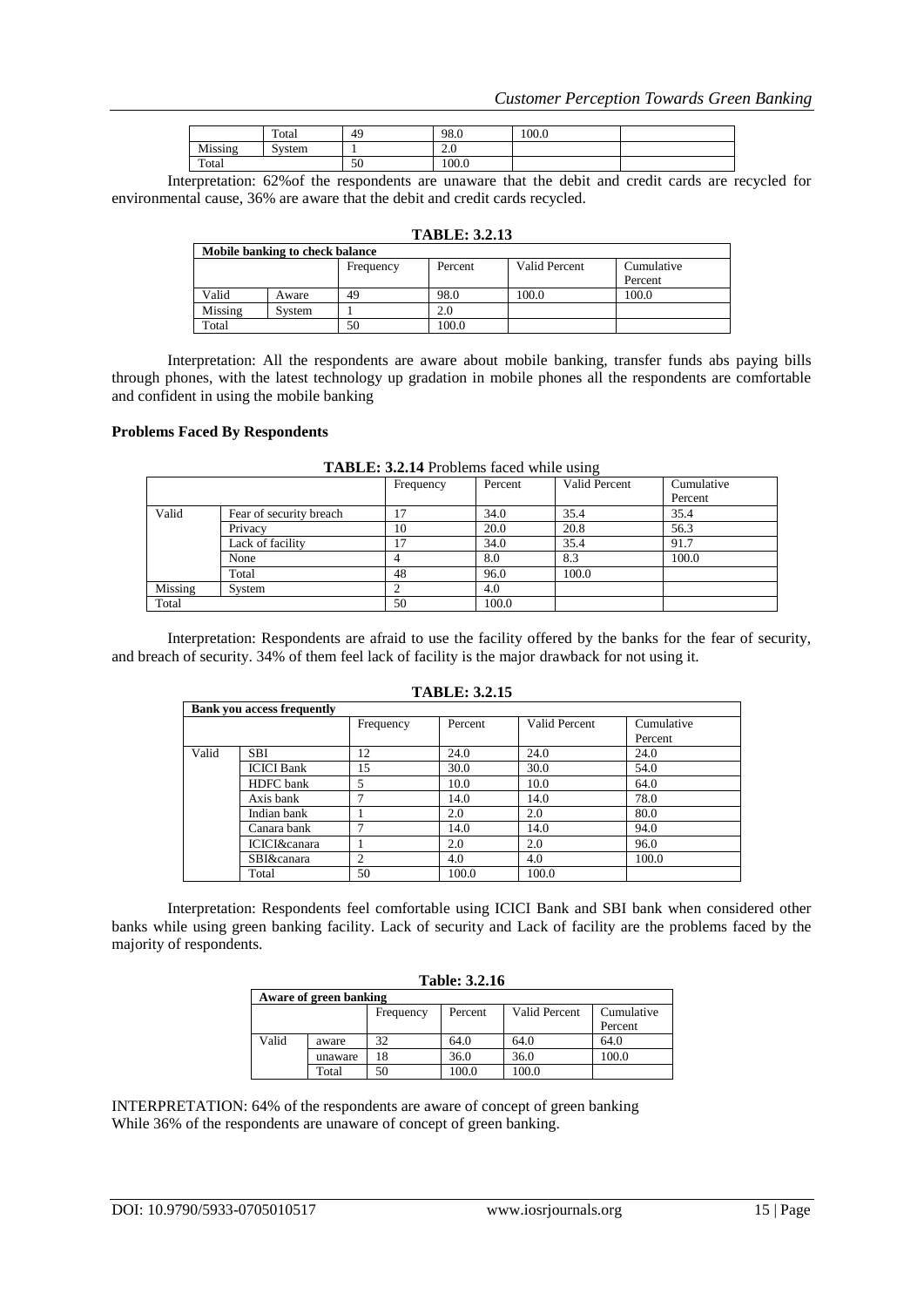| | Total | 49 | 98.0 | 100.0 | |
|---|---|---|---|---|---|
| Missing | System | 1 | 2.0 | | |
| Total | | 50 | 100.0 | | |

Interpretation: 62%of the respondents are unaware that the debit and credit cards are recycled for environmental cause, 36% are aware that the debit and credit cards recycled.

**TABLE: 3.2.13**

| Mobile banking to check balance | | | | | |
|---|---|---|---|---|---|
| | | Frequency | Percent | Valid Percent | Cumulative Percent |
| Valid | Aware | 49 | 98.0 | 100.0 | 100.0 |
| Missing | System | 1 | 2.0 | | |
| Total | | 50 | 100.0 | | |

Interpretation: All the respondents are aware about mobile banking, transfer funds abs paying bills through phones, with the latest technology up gradation in mobile phones all the respondents are comfortable and confident in using the mobile banking

**Problems Faced By Respondents**

**TABLE: 3.2.14** Problems faced while using

| | | Frequency | Percent | Valid Percent | Cumulative Percent |
|---|---|---|---|---|---|
| Valid | Fear of security breach | 17 | 34.0 | 35.4 | 35.4 |
| | Privacy | 10 | 20.0 | 20.8 | 56.3 |
| | Lack of facility | 17 | 34.0 | 35.4 | 91.7 |
| | None | 4 | 8.0 | 8.3 | 100.0 |
| | Total | 48 | 96.0 | 100.0 | |
| Missing | System | 2 | 4.0 | | |
| Total | | 50 | 100.0 | | |

Interpretation: Respondents are afraid to use the facility offered by the banks for the fear of security, and breach of security. 34% of them feel lack of facility is the major drawback for not using it.

**TABLE: 3.2.15**

| Bank you access frequently | | | | | |
|---|---|---|---|---|---|
| | | Frequency | Percent | Valid Percent | Cumulative Percent |
| Valid | SBI | 12 | 24.0 | 24.0 | 24.0 |
| | ICICI Bank | 15 | 30.0 | 30.0 | 54.0 |
| | HDFC bank | 5 | 10.0 | 10.0 | 64.0 |
| | Axis bank | 7 | 14.0 | 14.0 | 78.0 |
| | Indian bank | 1 | 2.0 | 2.0 | 80.0 |
| | Canara bank | 7 | 14.0 | 14.0 | 94.0 |
| | ICICI&canara | 1 | 2.0 | 2.0 | 96.0 |
| | SBI&canara | 2 | 4.0 | 4.0 | 100.0 |
| | Total | 50 | 100.0 | 100.0 | |

Interpretation: Respondents feel comfortable using ICICI Bank and SBI bank when considered other banks while using green banking facility. Lack of security and Lack of facility are the problems faced by the majority of respondents.

**Table: 3.2.16**

| Aware of green banking | | | | | |
|---|---|---|---|---|---|
| | | Frequency | Percent | Valid Percent | Cumulative Percent |
| Valid | aware | 32 | 64.0 | 64.0 | 64.0 |
| | unaware | 18 | 36.0 | 36.0 | 100.0 |
| | Total | 50 | 100.0 | 100.0 | |

INTERPRETATION: 64% of the respondents are aware of concept of green banking
While 36% of the respondents are unaware of concept of green banking.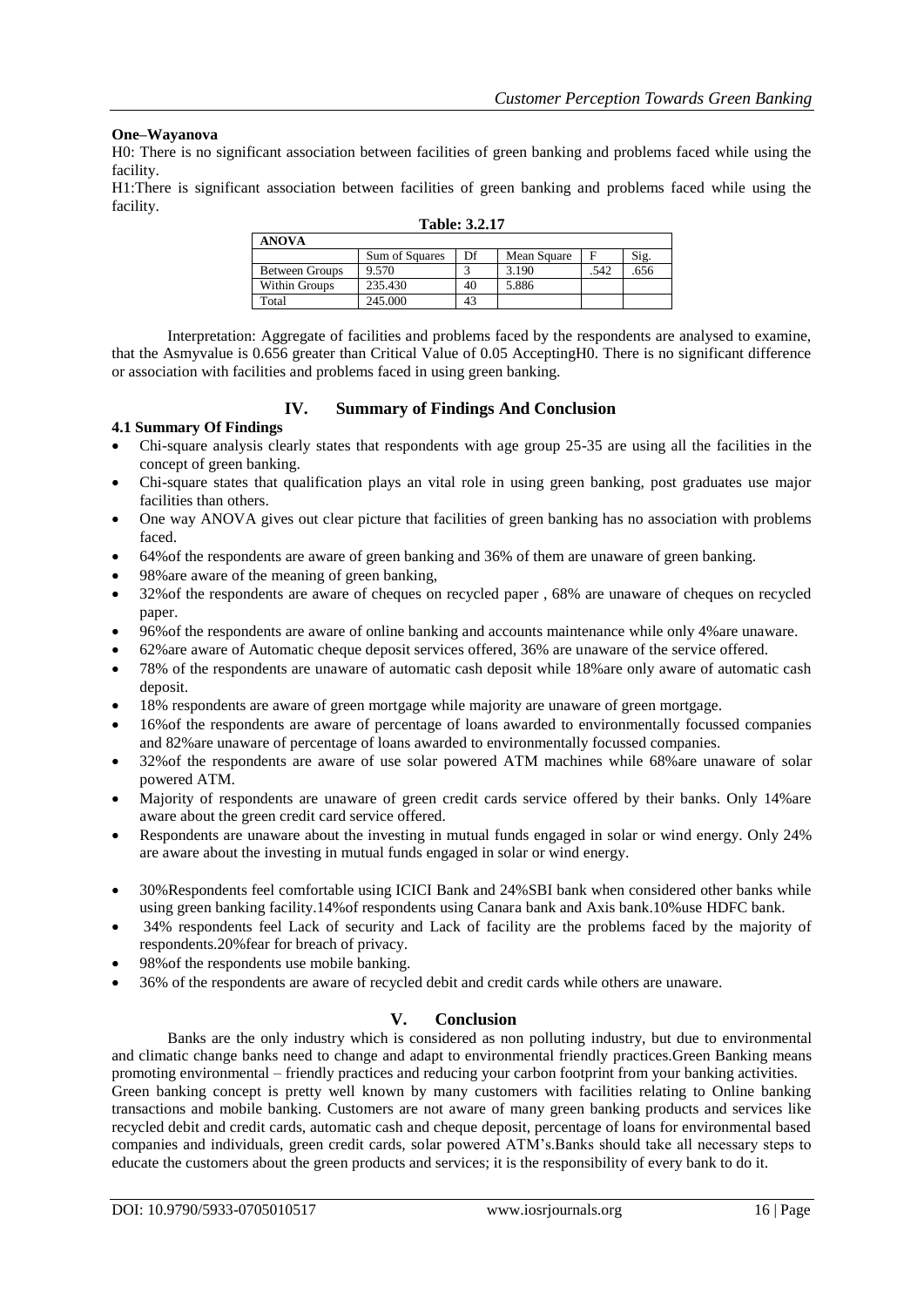**One–Wayanova**

H0: There is no significant association between facilities of green banking and problems faced while using the facility.

H1:There is significant association between facilities of green banking and problems faced while using the facility.

**Table: 3.2.17**

| ANOVA | | | | | |
|---|---|---|---|---|---|
| | Sum of Squares | Df | Mean Square | F | Sig. |
| Between Groups | 9.570 | 3 | 3.190 | .542 | .656 |
| Within Groups | 235.430 | 40 | 5.886 | | |
| Total | 245.000 | 43 | | | |

Interpretation: Aggregate of facilities and problems faced by the respondents are analysed to examine, that the Asmyvalue is 0.656 greater than Critical Value of 0.05 AcceptingH0. There is no significant difference or association with facilities and problems faced in using green banking.

## IV. Summary of Findings And Conclusion

### 4.1 Summary Of Findings

- Chi-square analysis clearly states that respondents with age group 25-35 are using all the facilities in the concept of green banking.
- Chi-square states that qualification plays an vital role in using green banking, post graduates use major facilities than others.
- One way ANOVA gives out clear picture that facilities of green banking has no association with problems faced.
- 64%of the respondents are aware of green banking and 36% of them are unaware of green banking.
- 98%are aware of the meaning of green banking,
- 32%of the respondents are aware of cheques on recycled paper , 68% are unaware of cheques on recycled paper.
- 96%of the respondents are aware of online banking and accounts maintenance while only 4%are unaware.
- 62%are aware of Automatic cheque deposit services offered, 36% are unaware of the service offered.
- 78% of the respondents are unaware of automatic cash deposit while 18%are only aware of automatic cash deposit.
- 18% respondents are aware of green mortgage while majority are unaware of green mortgage.
- 16%of the respondents are aware of percentage of loans awarded to environmentally focussed companies and 82%are unaware of percentage of loans awarded to environmentally focussed companies.
- 32%of the respondents are aware of use solar powered ATM machines while 68%are unaware of solar powered ATM.
- Majority of respondents are unaware of green credit cards service offered by their banks. Only 14%are aware about the green credit card service offered.
- Respondents are unaware about the investing in mutual funds engaged in solar or wind energy. Only 24% are aware about the investing in mutual funds engaged in solar or wind energy.
- 30%Respondents feel comfortable using ICICI Bank and 24%SBI bank when considered other banks while using green banking facility.14%of respondents using Canara bank and Axis bank.10%use HDFC bank.
- 34% respondents feel Lack of security and Lack of facility are the problems faced by the majority of respondents.20%fear for breach of privacy.
- 98%of the respondents use mobile banking.
- 36% of the respondents are aware of recycled debit and credit cards while others are unaware.

## V. Conclusion

Banks are the only industry which is considered as non polluting industry, but due to environmental and climatic change banks need to change and adapt to environmental friendly practices.Green Banking means promoting environmental – friendly practices and reducing your carbon footprint from your banking activities.

Green banking concept is pretty well known by many customers with facilities relating to Online banking transactions and mobile banking. Customers are not aware of many green banking products and services like recycled debit and credit cards, automatic cash and cheque deposit, percentage of loans for environmental based companies and individuals, green credit cards, solar powered ATM's.Banks should take all necessary steps to educate the customers about the green products and services; it is the responsibility of every bank to do it.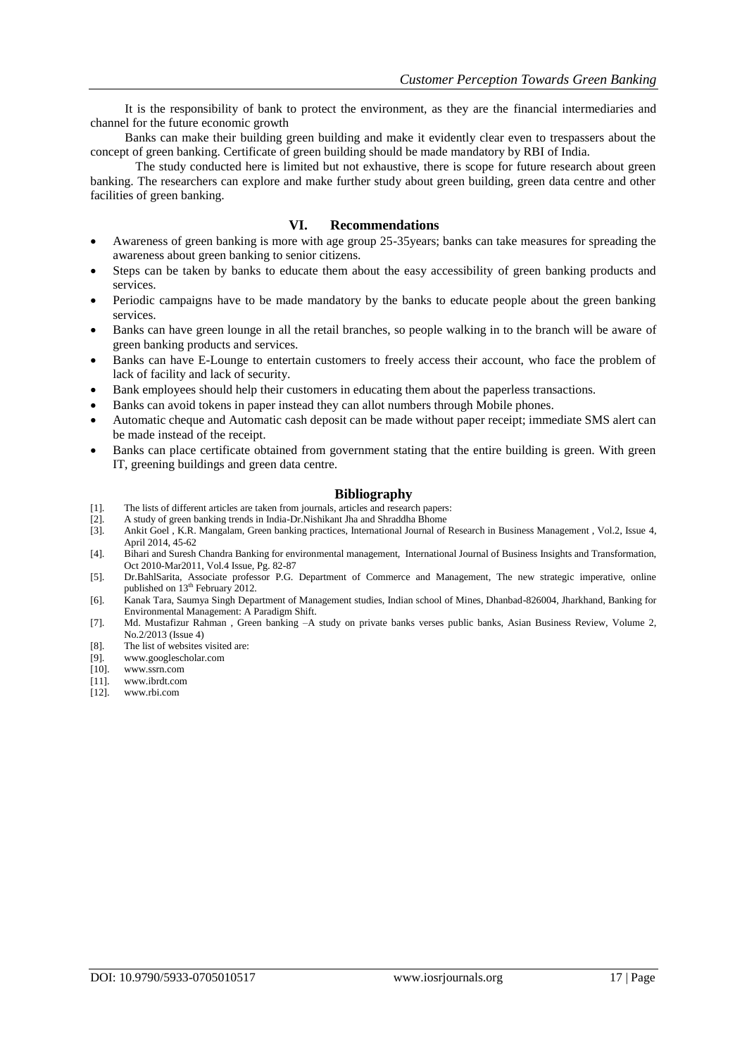It is the responsibility of bank to protect the environment, as they are the financial intermediaries and channel for the future economic growth

Banks can make their building green building and make it evidently clear even to trespassers about the concept of green banking. Certificate of green building should be made mandatory by RBI of India.

The study conducted here is limited but not exhaustive, there is scope for future research about green banking. The researchers can explore and make further study about green building, green data centre and other facilities of green banking.

## VI. Recommendations

- Awareness of green banking is more with age group 25-35years; banks can take measures for spreading the awareness about green banking to senior citizens.
- Steps can be taken by banks to educate them about the easy accessibility of green banking products and services.
- Periodic campaigns have to be made mandatory by the banks to educate people about the green banking services.
- Banks can have green lounge in all the retail branches, so people walking in to the branch will be aware of green banking products and services.
- Banks can have E-Lounge to entertain customers to freely access their account, who face the problem of lack of facility and lack of security.
- Bank employees should help their customers in educating them about the paperless transactions.
- Banks can avoid tokens in paper instead they can allot numbers through Mobile phones.
- Automatic cheque and Automatic cash deposit can be made without paper receipt; immediate SMS alert can be made instead of the receipt.
- Banks can place certificate obtained from government stating that the entire building is green. With green IT, greening buildings and green data centre.

## Bibliography

[1]. The lists of different articles are taken from journals, articles and research papers:
[2]. A study of green banking trends in India-Dr.Nishikant Jha and Shraddha Bhome
[3]. Ankit Goel , K.R. Mangalam, Green banking practices, International Journal of Research in Business Management , Vol.2, Issue 4, April 2014, 45-62
[4]. Bihari and Suresh Chandra Banking for environmental management, International Journal of Business Insights and Transformation, Oct 2010-Mar2011, Vol.4 Issue, Pg. 82-87
[5]. Dr.BahlSarita, Associate professor P.G. Department of Commerce and Management, The new strategic imperative, online published on 13th February 2012.
[6]. Kanak Tara, Saumya Singh Department of Management studies, Indian school of Mines, Dhanbad-826004, Jharkhand, Banking for Environmental Management: A Paradigm Shift.
[7]. Md. Mustafizur Rahman , Green banking –A study on private banks verses public banks, Asian Business Review, Volume 2, No.2/2013 (Issue 4)
[8]. The list of websites visited are:
[9]. www.googlescholar.com
[10]. www.ssrn.com
[11]. www.ibrdt.com
[12]. www.rbi.com